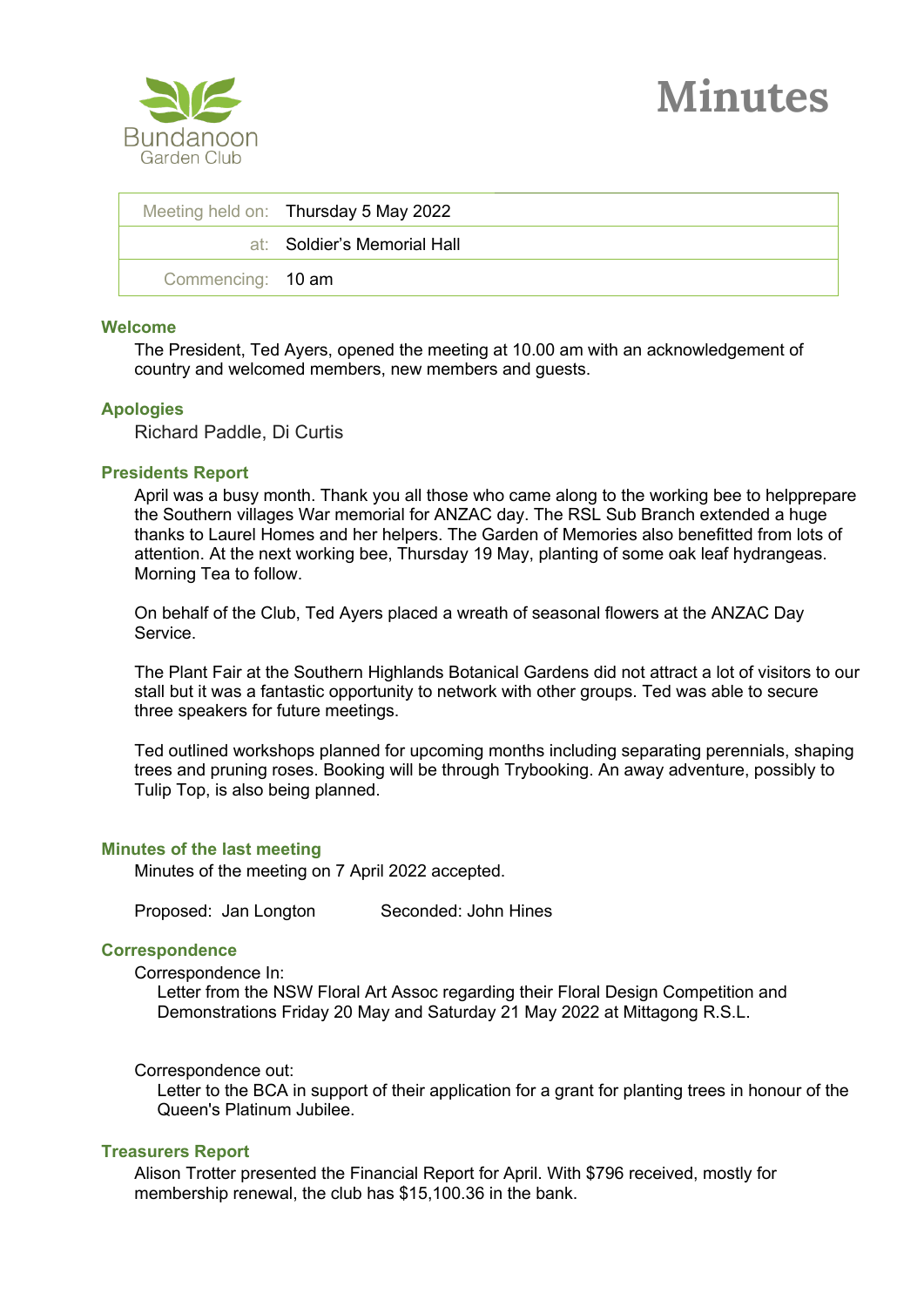Bundanoon Garden Club

# Minutes

| Meeting held on: | Thursday 5 May 2022 |
| --- | --- |
| at: | Soldier's Memorial Hall |
| Commencing: | 10 am |

### Welcome

The President, Ted Ayers, opened the meeting at 10.00 am with an acknowledgement of country and welcomed members, new members and guests.

### Apologies

Richard Paddle, Di Curtis

### Presidents Report

April was a busy month. Thank you all those who came along to the working bee to helpprepare the Southern villages War memorial for ANZAC day. The RSL Sub Branch extended a huge thanks to Laurel Homes and her helpers. The Garden of Memories also benefitted from lots of attention. At the next working bee, Thursday 19 May, planting of some oak leaf hydrangeas. Morning Tea to follow.

On behalf of the Club, Ted Ayers placed a wreath of seasonal flowers at the ANZAC Day Service.

The Plant Fair at the Southern Highlands Botanical Gardens did not attract a lot of visitors to our stall but it was a fantastic opportunity to network with other groups. Ted was able to secure three speakers for future meetings.

Ted outlined workshops planned for upcoming months including separating perennials, shaping trees and pruning roses. Booking will be through Trybooking. An away adventure, possibly to Tulip Top, is also being planned.

### Minutes of the last meeting

Minutes of the meeting on 7 April 2022 accepted.

Proposed: Jan Longton  Seconded: John Hines

### Correspondence

Correspondence In:

Letter from the NSW Floral Art Assoc regarding their Floral Design Competition and Demonstrations Friday 20 May and Saturday 21 May 2022 at Mittagong R.S.L.

Correspondence out:

Letter to the BCA in support of their application for a grant for planting trees in honour of the Queen's Platinum Jubilee.

### Treasurers Report

Alison Trotter presented the Financial Report for April. With $796 received, mostly for membership renewal, the club has $15,100.36 in the bank.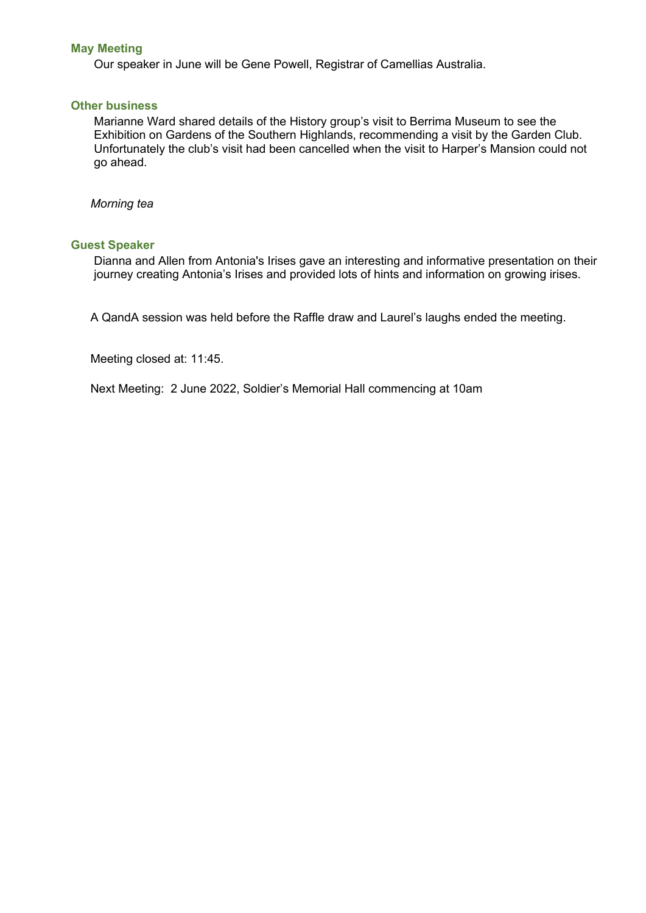### May Meeting

Our speaker in June will be Gene Powell, Registrar of Camellias Australia.

### Other business

Marianne Ward shared details of the History group's visit to Berrima Museum to see the Exhibition on Gardens of the Southern Highlands, recommending a visit by the Garden Club. Unfortunately the club's visit had been cancelled when the visit to Harper's Mansion could not go ahead.

*Morning tea*

### Guest Speaker

Dianna and Allen from Antonia's Irises gave an interesting and informative presentation on their journey creating Antonia's Irises and provided lots of hints and information on growing irises.

A QandA session was held before the Raffle draw and Laurel's laughs ended the meeting.

Meeting closed at: 11:45.

Next Meeting: 2 June 2022, Soldier's Memorial Hall commencing at 10am